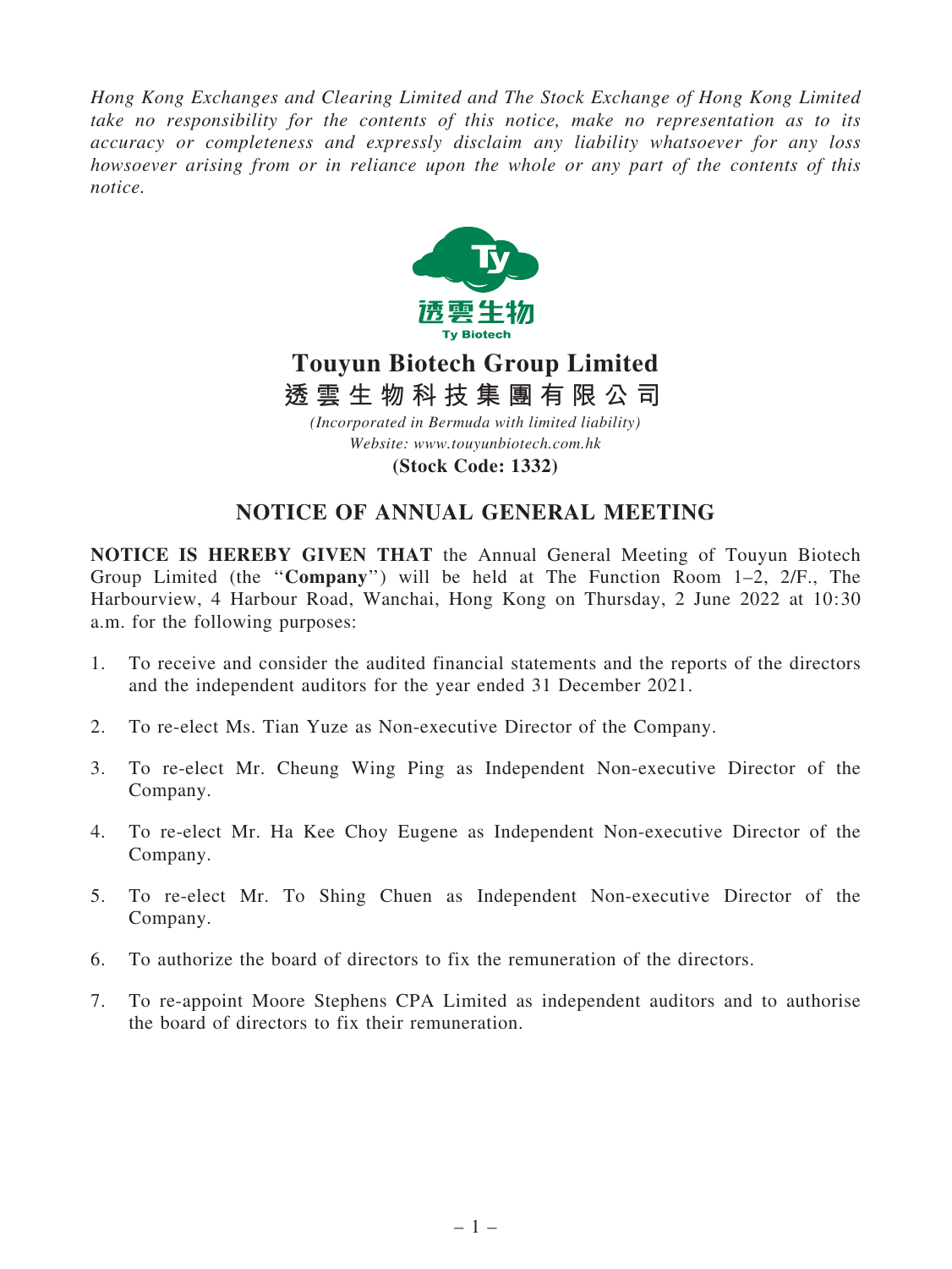*Hong Kong Exchanges and Clearing Limited and The Stock Exchange of Hong Kong Limited take no responsibility for the contents of this notice, make no representation as to its accuracy or completeness and expressly disclaim any liability whatsoever for any loss howsoever arising from or in reliance upon the whole or any part of the contents of this notice.*

# Touyun Biotech Group Limited

# 透雲生物科技集團有限公司

*(Incorporated in Bermuda with limited liability)*

*Website: www.touyunbiotech.com.hk*

**(Stock Code: 1332)**

## NOTICE OF ANNUAL GENERAL MEETING

**NOTICE IS HEREBY GIVEN THAT** the Annual General Meeting of Touyun Biotech Group Limited (the "**Company**") will be held at The Function Room 1–2, 2/F., The Harbourview, 4 Harbour Road, Wanchai, Hong Kong on Thursday, 2 June 2022 at 10:30 a.m. for the following purposes:

1. To receive and consider the audited financial statements and the reports of the directors and the independent auditors for the year ended 31 December 2021.
2. To re-elect Ms. Tian Yuze as Non-executive Director of the Company.
3. To re-elect Mr. Cheung Wing Ping as Independent Non-executive Director of the Company.
4. To re-elect Mr. Ha Kee Choy Eugene as Independent Non-executive Director of the Company.
5. To re-elect Mr. To Shing Chuen as Independent Non-executive Director of the Company.
6. To authorize the board of directors to fix the remuneration of the directors.
7. To re-appoint Moore Stephens CPA Limited as independent auditors and to authorise the board of directors to fix their remuneration.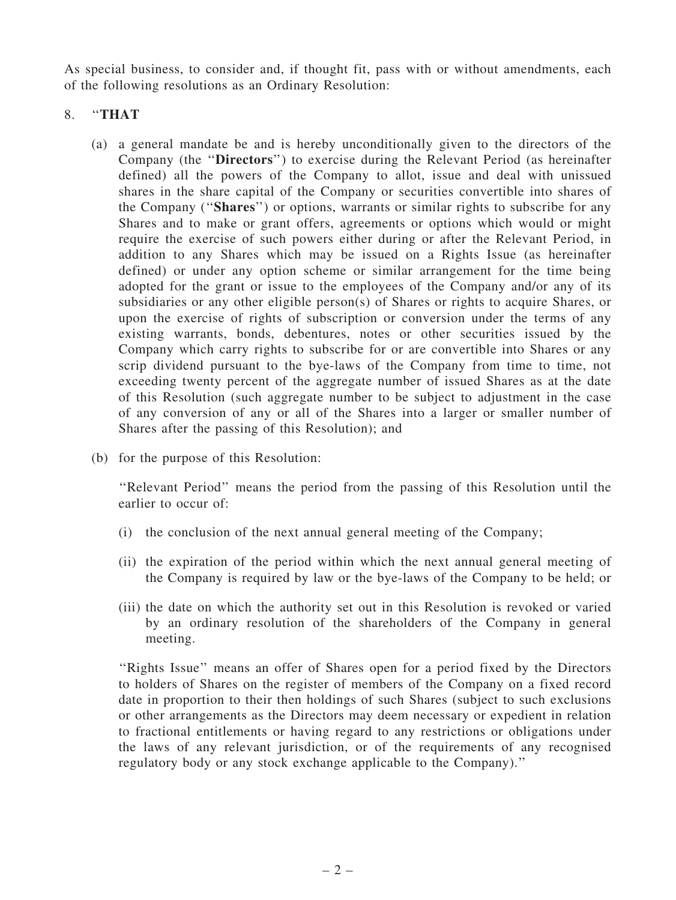As special business, to consider and, if thought fit, pass with or without amendments, each of the following resolutions as an Ordinary Resolution:

8. "**THAT**

(a) a general mandate be and is hereby unconditionally given to the directors of the Company (the "**Directors**") to exercise during the Relevant Period (as hereinafter defined) all the powers of the Company to allot, issue and deal with unissued shares in the share capital of the Company or securities convertible into shares of the Company ("**Shares**") or options, warrants or similar rights to subscribe for any Shares and to make or grant offers, agreements or options which would or might require the exercise of such powers either during or after the Relevant Period, in addition to any Shares which may be issued on a Rights Issue (as hereinafter defined) or under any option scheme or similar arrangement for the time being adopted for the grant or issue to the employees of the Company and/or any of its subsidiaries or any other eligible person(s) of Shares or rights to acquire Shares, or upon the exercise of rights of subscription or conversion under the terms of any existing warrants, bonds, debentures, notes or other securities issued by the Company which carry rights to subscribe for or are convertible into Shares or any scrip dividend pursuant to the bye-laws of the Company from time to time, not exceeding twenty percent of the aggregate number of issued Shares as at the date of this Resolution (such aggregate number to be subject to adjustment in the case of any conversion of any or all of the Shares into a larger or smaller number of Shares after the passing of this Resolution); and

(b) for the purpose of this Resolution:

"Relevant Period" means the period from the passing of this Resolution until the earlier to occur of:

(i) the conclusion of the next annual general meeting of the Company;

(ii) the expiration of the period within which the next annual general meeting of the Company is required by law or the bye-laws of the Company to be held; or

(iii) the date on which the authority set out in this Resolution is revoked or varied by an ordinary resolution of the shareholders of the Company in general meeting.

"Rights Issue" means an offer of Shares open for a period fixed by the Directors to holders of Shares on the register of members of the Company on a fixed record date in proportion to their then holdings of such Shares (subject to such exclusions or other arrangements as the Directors may deem necessary or expedient in relation to fractional entitlements or having regard to any restrictions or obligations under the laws of any relevant jurisdiction, or of the requirements of any recognised regulatory body or any stock exchange applicable to the Company)."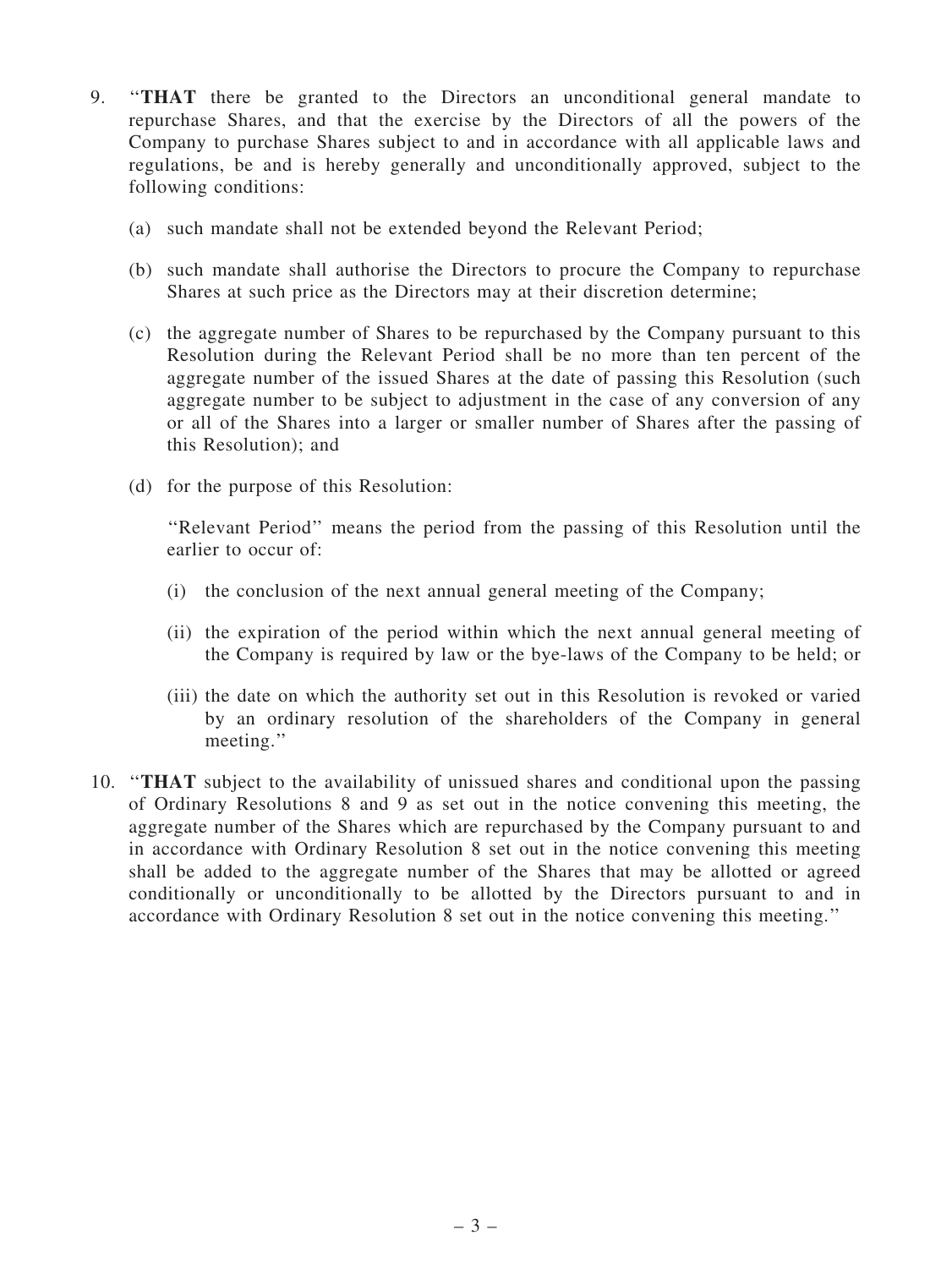9. "**THAT** there be granted to the Directors an unconditional general mandate to repurchase Shares, and that the exercise by the Directors of all the powers of the Company to purchase Shares subject to and in accordance with all applicable laws and regulations, be and is hereby generally and unconditionally approved, subject to the following conditions:

   (a) such mandate shall not be extended beyond the Relevant Period;

   (b) such mandate shall authorise the Directors to procure the Company to repurchase Shares at such price as the Directors may at their discretion determine;

   (c) the aggregate number of Shares to be repurchased by the Company pursuant to this Resolution during the Relevant Period shall be no more than ten percent of the aggregate number of the issued Shares at the date of passing this Resolution (such aggregate number to be subject to adjustment in the case of any conversion of any or all of the Shares into a larger or smaller number of Shares after the passing of this Resolution); and

   (d) for the purpose of this Resolution:

   "Relevant Period" means the period from the passing of this Resolution until the earlier to occur of:

   (i) the conclusion of the next annual general meeting of the Company;

   (ii) the expiration of the period within which the next annual general meeting of the Company is required by law or the bye-laws of the Company to be held; or

   (iii) the date on which the authority set out in this Resolution is revoked or varied by an ordinary resolution of the shareholders of the Company in general meeting."

10. "**THAT** subject to the availability of unissued shares and conditional upon the passing of Ordinary Resolutions 8 and 9 as set out in the notice convening this meeting, the aggregate number of the Shares which are repurchased by the Company pursuant to and in accordance with Ordinary Resolution 8 set out in the notice convening this meeting shall be added to the aggregate number of the Shares that may be allotted or agreed conditionally or unconditionally to be allotted by the Directors pursuant to and in accordance with Ordinary Resolution 8 set out in the notice convening this meeting."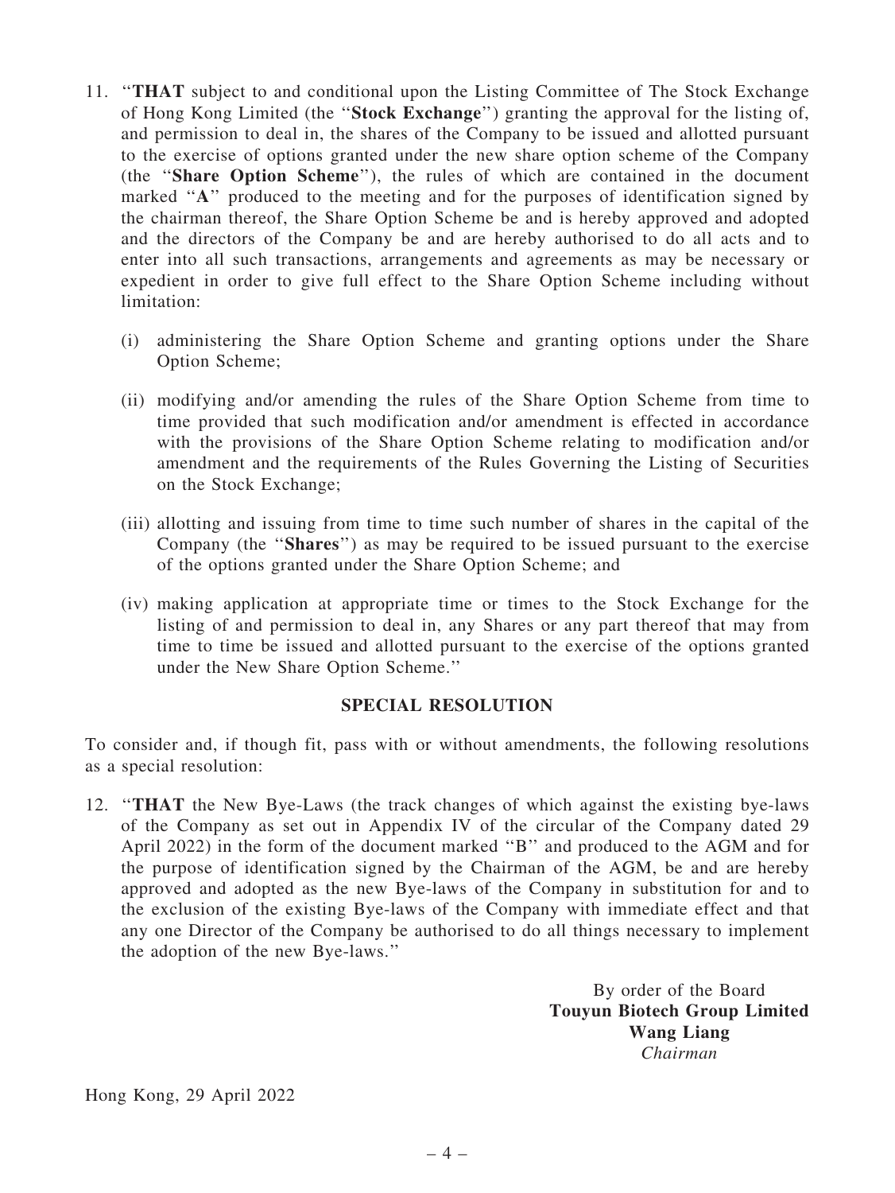11. "**THAT** subject to and conditional upon the Listing Committee of The Stock Exchange of Hong Kong Limited (the "**Stock Exchange**") granting the approval for the listing of, and permission to deal in, the shares of the Company to be issued and allotted pursuant to the exercise of options granted under the new share option scheme of the Company (the "**Share Option Scheme**"), the rules of which are contained in the document marked "**A**" produced to the meeting and for the purposes of identification signed by the chairman thereof, the Share Option Scheme be and is hereby approved and adopted and the directors of the Company be and are hereby authorised to do all acts and to enter into all such transactions, arrangements and agreements as may be necessary or expedient in order to give full effect to the Share Option Scheme including without limitation:

    (i) administering the Share Option Scheme and granting options under the Share Option Scheme;

    (ii) modifying and/or amending the rules of the Share Option Scheme from time to time provided that such modification and/or amendment is effected in accordance with the provisions of the Share Option Scheme relating to modification and/or amendment and the requirements of the Rules Governing the Listing of Securities on the Stock Exchange;

    (iii) allotting and issuing from time to time such number of shares in the capital of the Company (the "**Shares**") as may be required to be issued pursuant to the exercise of the options granted under the Share Option Scheme; and

    (iv) making application at appropriate time or times to the Stock Exchange for the listing of and permission to deal in, any Shares or any part thereof that may from time to time be issued and allotted pursuant to the exercise of the options granted under the New Share Option Scheme."

**SPECIAL RESOLUTION**

To consider and, if though fit, pass with or without amendments, the following resolutions as a special resolution:

12. "**THAT** the New Bye-Laws (the track changes of which against the existing bye-laws of the Company as set out in Appendix IV of the circular of the Company dated 29 April 2022) in the form of the document marked "B" and produced to the AGM and for the purpose of identification signed by the Chairman of the AGM, be and are hereby approved and adopted as the new Bye-laws of the Company in substitution for and to the exclusion of the existing Bye-laws of the Company with immediate effect and that any one Director of the Company be authorised to do all things necessary to implement the adoption of the new Bye-laws."

By order of the Board
**Touyun Biotech Group Limited**
**Wang Liang**
*Chairman*

Hong Kong, 29 April 2022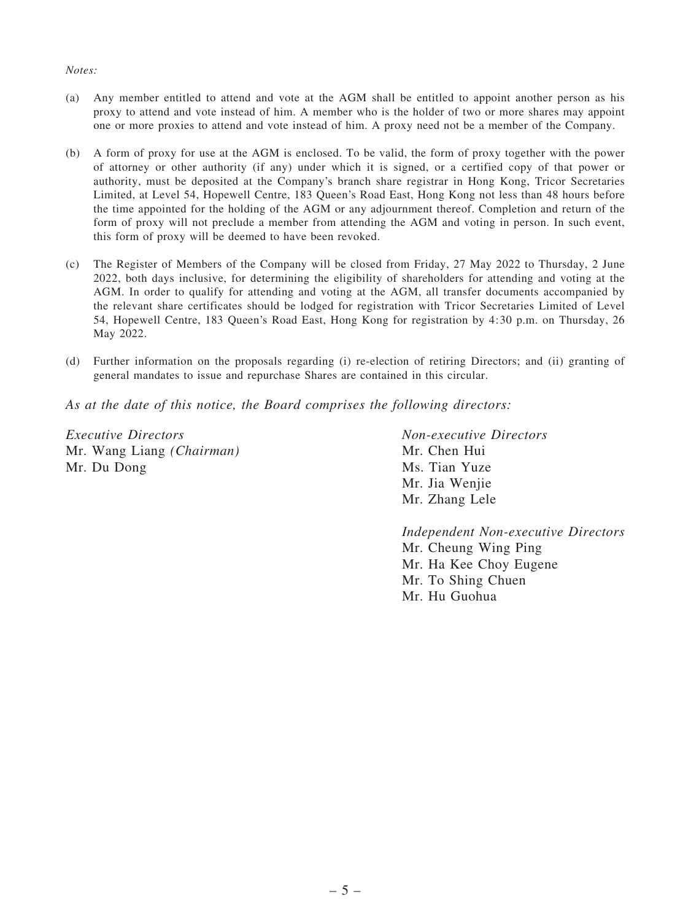*Notes:*

(a) Any member entitled to attend and vote at the AGM shall be entitled to appoint another person as his proxy to attend and vote instead of him. A member who is the holder of two or more shares may appoint one or more proxies to attend and vote instead of him. A proxy need not be a member of the Company.

(b) A form of proxy for use at the AGM is enclosed. To be valid, the form of proxy together with the power of attorney or other authority (if any) under which it is signed, or a certified copy of that power or authority, must be deposited at the Company's branch share registrar in Hong Kong, Tricor Secretaries Limited, at Level 54, Hopewell Centre, 183 Queen's Road East, Hong Kong not less than 48 hours before the time appointed for the holding of the AGM or any adjournment thereof. Completion and return of the form of proxy will not preclude a member from attending the AGM and voting in person. In such event, this form of proxy will be deemed to have been revoked.

(c) The Register of Members of the Company will be closed from Friday, 27 May 2022 to Thursday, 2 June 2022, both days inclusive, for determining the eligibility of shareholders for attending and voting at the AGM. In order to qualify for attending and voting at the AGM, all transfer documents accompanied by the relevant share certificates should be lodged for registration with Tricor Secretaries Limited of Level 54, Hopewell Centre, 183 Queen's Road East, Hong Kong for registration by 4:30 p.m. on Thursday, 26 May 2022.

(d) Further information on the proposals regarding (i) re-election of retiring Directors; and (ii) granting of general mandates to issue and repurchase Shares are contained in this circular.

*As at the date of this notice, the Board comprises the following directors:*

*Executive Directors*
Mr. Wang Liang *(Chairman)*
Mr. Du Dong

*Non-executive Directors*
Mr. Chen Hui
Ms. Tian Yuze
Mr. Jia Wenjie
Mr. Zhang Lele

*Independent Non-executive Directors*
Mr. Cheung Wing Ping
Mr. Ha Kee Choy Eugene
Mr. To Shing Chuen
Mr. Hu Guohua